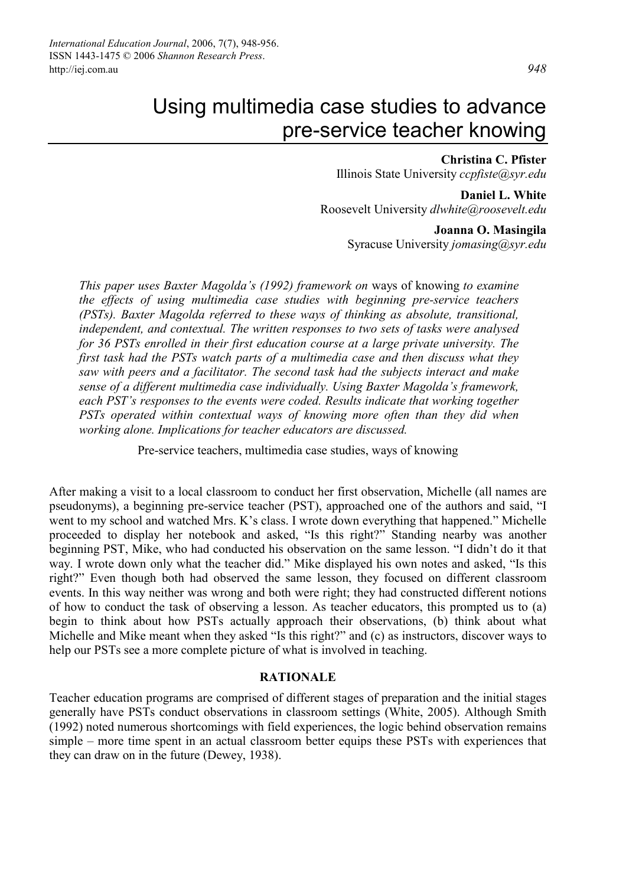# Using multimedia case studies to advance pre-service teacher knowing

**Christina C. Pfister**
Illinois State University *ccpfiste@syr.edu*

**Daniel L. White**
Roosevelt University *dlwhite@roosevelt.edu*

**Joanna O. Masingila**
Syracuse University *jomasing@syr.edu*

*This paper uses Baxter Magolda's (1992) framework on* ways of knowing *to examine the effects of using multimedia case studies with beginning pre-service teachers (PSTs). Baxter Magolda referred to these ways of thinking as absolute, transitional, independent, and contextual. The written responses to two sets of tasks were analysed for 36 PSTs enrolled in their first education course at a large private university. The first task had the PSTs watch parts of a multimedia case and then discuss what they saw with peers and a facilitator. The second task had the subjects interact and make sense of a different multimedia case individually. Using Baxter Magolda's framework, each PST's responses to the events were coded. Results indicate that working together PSTs operated within contextual ways of knowing more often than they did when working alone. Implications for teacher educators are discussed.*

Pre-service teachers, multimedia case studies, ways of knowing

After making a visit to a local classroom to conduct her first observation, Michelle (all names are pseudonyms), a beginning pre-service teacher (PST), approached one of the authors and said, "I went to my school and watched Mrs. K's class. I wrote down everything that happened." Michelle proceeded to display her notebook and asked, "Is this right?" Standing nearby was another beginning PST, Mike, who had conducted his observation on the same lesson. "I didn't do it that way. I wrote down only what the teacher did." Mike displayed his own notes and asked, "Is this right?" Even though both had observed the same lesson, they focused on different classroom events. In this way neither was wrong and both were right; they had constructed different notions of how to conduct the task of observing a lesson. As teacher educators, this prompted us to (a) begin to think about how PSTs actually approach their observations, (b) think about what Michelle and Mike meant when they asked "Is this right?" and (c) as instructors, discover ways to help our PSTs see a more complete picture of what is involved in teaching.

## RATIONALE

Teacher education programs are comprised of different stages of preparation and the initial stages generally have PSTs conduct observations in classroom settings (White, 2005). Although Smith (1992) noted numerous shortcomings with field experiences, the logic behind observation remains simple – more time spent in an actual classroom better equips these PSTs with experiences that they can draw on in the future (Dewey, 1938).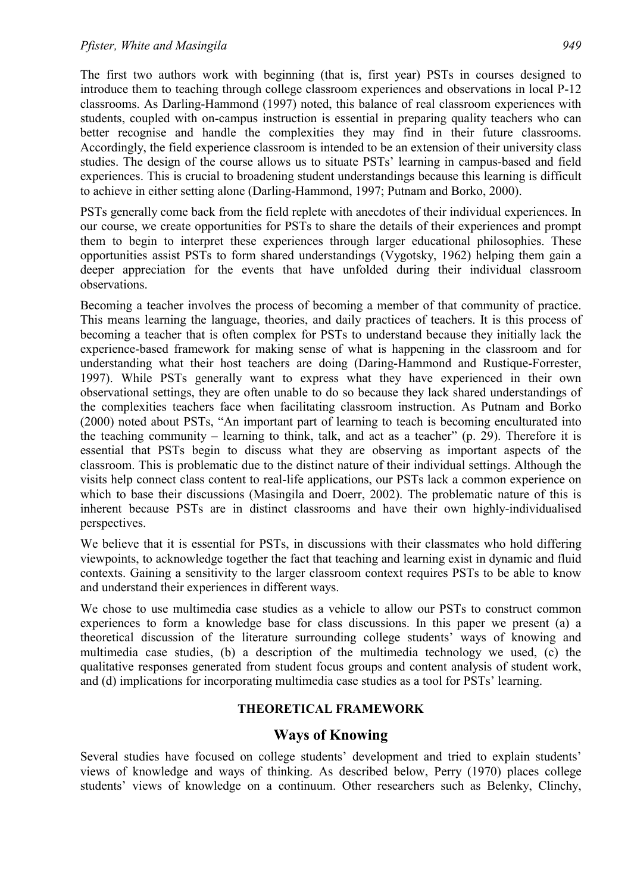The first two authors work with beginning (that is, first year) PSTs in courses designed to introduce them to teaching through college classroom experiences and observations in local P-12 classrooms. As Darling-Hammond (1997) noted, this balance of real classroom experiences with students, coupled with on-campus instruction is essential in preparing quality teachers who can better recognise and handle the complexities they may find in their future classrooms. Accordingly, the field experience classroom is intended to be an extension of their university class studies. The design of the course allows us to situate PSTs' learning in campus-based and field experiences. This is crucial to broadening student understandings because this learning is difficult to achieve in either setting alone (Darling-Hammond, 1997; Putnam and Borko, 2000).

PSTs generally come back from the field replete with anecdotes of their individual experiences. In our course, we create opportunities for PSTs to share the details of their experiences and prompt them to begin to interpret these experiences through larger educational philosophies. These opportunities assist PSTs to form shared understandings (Vygotsky, 1962) helping them gain a deeper appreciation for the events that have unfolded during their individual classroom observations.

Becoming a teacher involves the process of becoming a member of that community of practice. This means learning the language, theories, and daily practices of teachers. It is this process of becoming a teacher that is often complex for PSTs to understand because they initially lack the experience-based framework for making sense of what is happening in the classroom and for understanding what their host teachers are doing (Daring-Hammond and Rustique-Forrester, 1997). While PSTs generally want to express what they have experienced in their own observational settings, they are often unable to do so because they lack shared understandings of the complexities teachers face when facilitating classroom instruction. As Putnam and Borko (2000) noted about PSTs, "An important part of learning to teach is becoming enculturated into the teaching community – learning to think, talk, and act as a teacher" (p. 29). Therefore it is essential that PSTs begin to discuss what they are observing as important aspects of the classroom. This is problematic due to the distinct nature of their individual settings. Although the visits help connect class content to real-life applications, our PSTs lack a common experience on which to base their discussions (Masingila and Doerr, 2002). The problematic nature of this is inherent because PSTs are in distinct classrooms and have their own highly-individualised perspectives.

We believe that it is essential for PSTs, in discussions with their classmates who hold differing viewpoints, to acknowledge together the fact that teaching and learning exist in dynamic and fluid contexts. Gaining a sensitivity to the larger classroom context requires PSTs to be able to know and understand their experiences in different ways.

We chose to use multimedia case studies as a vehicle to allow our PSTs to construct common experiences to form a knowledge base for class discussions. In this paper we present (a) a theoretical discussion of the literature surrounding college students' ways of knowing and multimedia case studies, (b) a description of the multimedia technology we used, (c) the qualitative responses generated from student focus groups and content analysis of student work, and (d) implications for incorporating multimedia case studies as a tool for PSTs' learning.

## THEORETICAL FRAMEWORK

### Ways of Knowing

Several studies have focused on college students' development and tried to explain students' views of knowledge and ways of thinking. As described below, Perry (1970) places college students' views of knowledge on a continuum. Other researchers such as Belenky, Clinchy,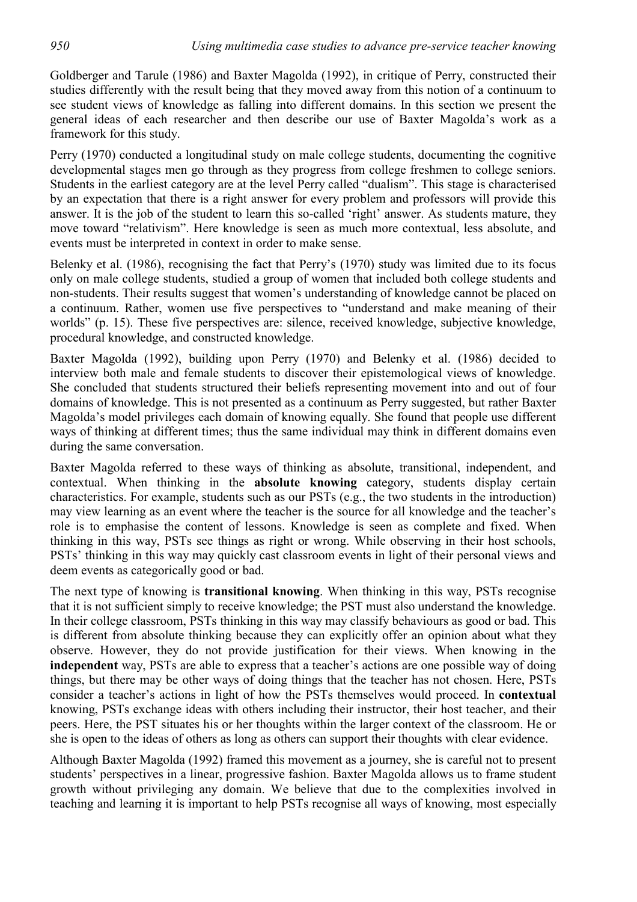Goldberger and Tarule (1986) and Baxter Magolda (1992), in critique of Perry, constructed their studies differently with the result being that they moved away from this notion of a continuum to see student views of knowledge as falling into different domains. In this section we present the general ideas of each researcher and then describe our use of Baxter Magolda's work as a framework for this study.

Perry (1970) conducted a longitudinal study on male college students, documenting the cognitive developmental stages men go through as they progress from college freshmen to college seniors. Students in the earliest category are at the level Perry called "dualism". This stage is characterised by an expectation that there is a right answer for every problem and professors will provide this answer. It is the job of the student to learn this so-called 'right' answer. As students mature, they move toward "relativism". Here knowledge is seen as much more contextual, less absolute, and events must be interpreted in context in order to make sense.

Belenky et al. (1986), recognising the fact that Perry's (1970) study was limited due to its focus only on male college students, studied a group of women that included both college students and non-students. Their results suggest that women's understanding of knowledge cannot be placed on a continuum. Rather, women use five perspectives to "understand and make meaning of their worlds" (p. 15). These five perspectives are: silence, received knowledge, subjective knowledge, procedural knowledge, and constructed knowledge.

Baxter Magolda (1992), building upon Perry (1970) and Belenky et al. (1986) decided to interview both male and female students to discover their epistemological views of knowledge. She concluded that students structured their beliefs representing movement into and out of four domains of knowledge. This is not presented as a continuum as Perry suggested, but rather Baxter Magolda's model privileges each domain of knowing equally. She found that people use different ways of thinking at different times; thus the same individual may think in different domains even during the same conversation.

Baxter Magolda referred to these ways of thinking as absolute, transitional, independent, and contextual. When thinking in the **absolute knowing** category, students display certain characteristics. For example, students such as our PSTs (e.g., the two students in the introduction) may view learning as an event where the teacher is the source for all knowledge and the teacher's role is to emphasise the content of lessons. Knowledge is seen as complete and fixed. When thinking in this way, PSTs see things as right or wrong. While observing in their host schools, PSTs' thinking in this way may quickly cast classroom events in light of their personal views and deem events as categorically good or bad.

The next type of knowing is **transitional knowing**. When thinking in this way, PSTs recognise that it is not sufficient simply to receive knowledge; the PST must also understand the knowledge. In their college classroom, PSTs thinking in this way may classify behaviours as good or bad. This is different from absolute thinking because they can explicitly offer an opinion about what they observe. However, they do not provide justification for their views. When knowing in the **independent** way, PSTs are able to express that a teacher's actions are one possible way of doing things, but there may be other ways of doing things that the teacher has not chosen. Here, PSTs consider a teacher's actions in light of how the PSTs themselves would proceed. In **contextual** knowing, PSTs exchange ideas with others including their instructor, their host teacher, and their peers. Here, the PST situates his or her thoughts within the larger context of the classroom. He or she is open to the ideas of others as long as others can support their thoughts with clear evidence.

Although Baxter Magolda (1992) framed this movement as a journey, she is careful not to present students' perspectives in a linear, progressive fashion. Baxter Magolda allows us to frame student growth without privileging any domain. We believe that due to the complexities involved in teaching and learning it is important to help PSTs recognise all ways of knowing, most especially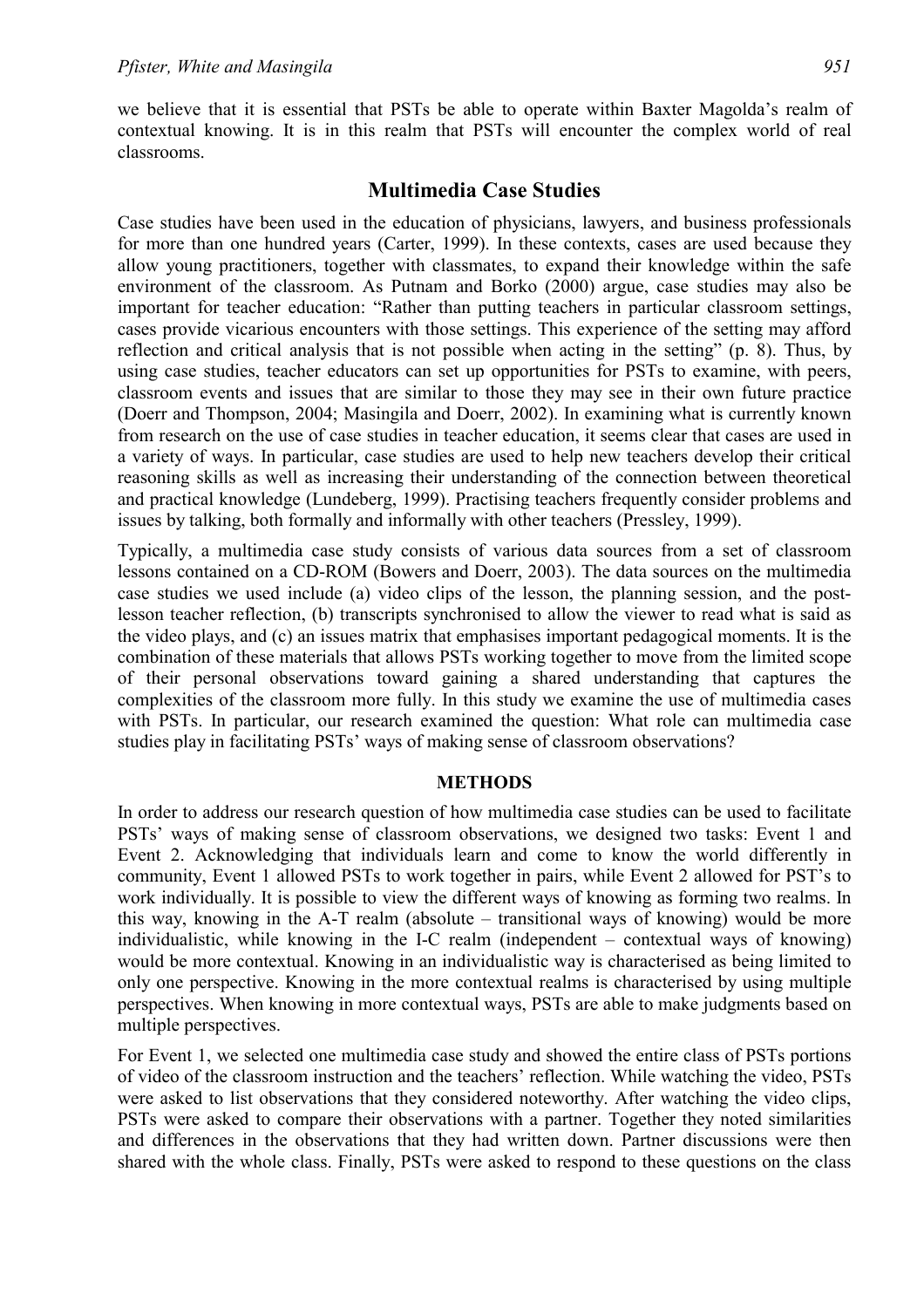we believe that it is essential that PSTs be able to operate within Baxter Magolda's realm of contextual knowing. It is in this realm that PSTs will encounter the complex world of real classrooms.

## Multimedia Case Studies

Case studies have been used in the education of physicians, lawyers, and business professionals for more than one hundred years (Carter, 1999). In these contexts, cases are used because they allow young practitioners, together with classmates, to expand their knowledge within the safe environment of the classroom. As Putnam and Borko (2000) argue, case studies may also be important for teacher education: "Rather than putting teachers in particular classroom settings, cases provide vicarious encounters with those settings. This experience of the setting may afford reflection and critical analysis that is not possible when acting in the setting" (p. 8). Thus, by using case studies, teacher educators can set up opportunities for PSTs to examine, with peers, classroom events and issues that are similar to those they may see in their own future practice (Doerr and Thompson, 2004; Masingila and Doerr, 2002). In examining what is currently known from research on the use of case studies in teacher education, it seems clear that cases are used in a variety of ways. In particular, case studies are used to help new teachers develop their critical reasoning skills as well as increasing their understanding of the connection between theoretical and practical knowledge (Lundeberg, 1999). Practising teachers frequently consider problems and issues by talking, both formally and informally with other teachers (Pressley, 1999).

Typically, a multimedia case study consists of various data sources from a set of classroom lessons contained on a CD-ROM (Bowers and Doerr, 2003). The data sources on the multimedia case studies we used include (a) video clips of the lesson, the planning session, and the post-lesson teacher reflection, (b) transcripts synchronised to allow the viewer to read what is said as the video plays, and (c) an issues matrix that emphasises important pedagogical moments. It is the combination of these materials that allows PSTs working together to move from the limited scope of their personal observations toward gaining a shared understanding that captures the complexities of the classroom more fully. In this study we examine the use of multimedia cases with PSTs. In particular, our research examined the question: What role can multimedia case studies play in facilitating PSTs' ways of making sense of classroom observations?

### METHODS

In order to address our research question of how multimedia case studies can be used to facilitate PSTs' ways of making sense of classroom observations, we designed two tasks: Event 1 and Event 2. Acknowledging that individuals learn and come to know the world differently in community, Event 1 allowed PSTs to work together in pairs, while Event 2 allowed for PST's to work individually. It is possible to view the different ways of knowing as forming two realms. In this way, knowing in the A-T realm (absolute – transitional ways of knowing) would be more individualistic, while knowing in the I-C realm (independent – contextual ways of knowing) would be more contextual. Knowing in an individualistic way is characterised as being limited to only one perspective. Knowing in the more contextual realms is characterised by using multiple perspectives. When knowing in more contextual ways, PSTs are able to make judgments based on multiple perspectives.

For Event 1, we selected one multimedia case study and showed the entire class of PSTs portions of video of the classroom instruction and the teachers' reflection. While watching the video, PSTs were asked to list observations that they considered noteworthy. After watching the video clips, PSTs were asked to compare their observations with a partner. Together they noted similarities and differences in the observations that they had written down. Partner discussions were then shared with the whole class. Finally, PSTs were asked to respond to these questions on the class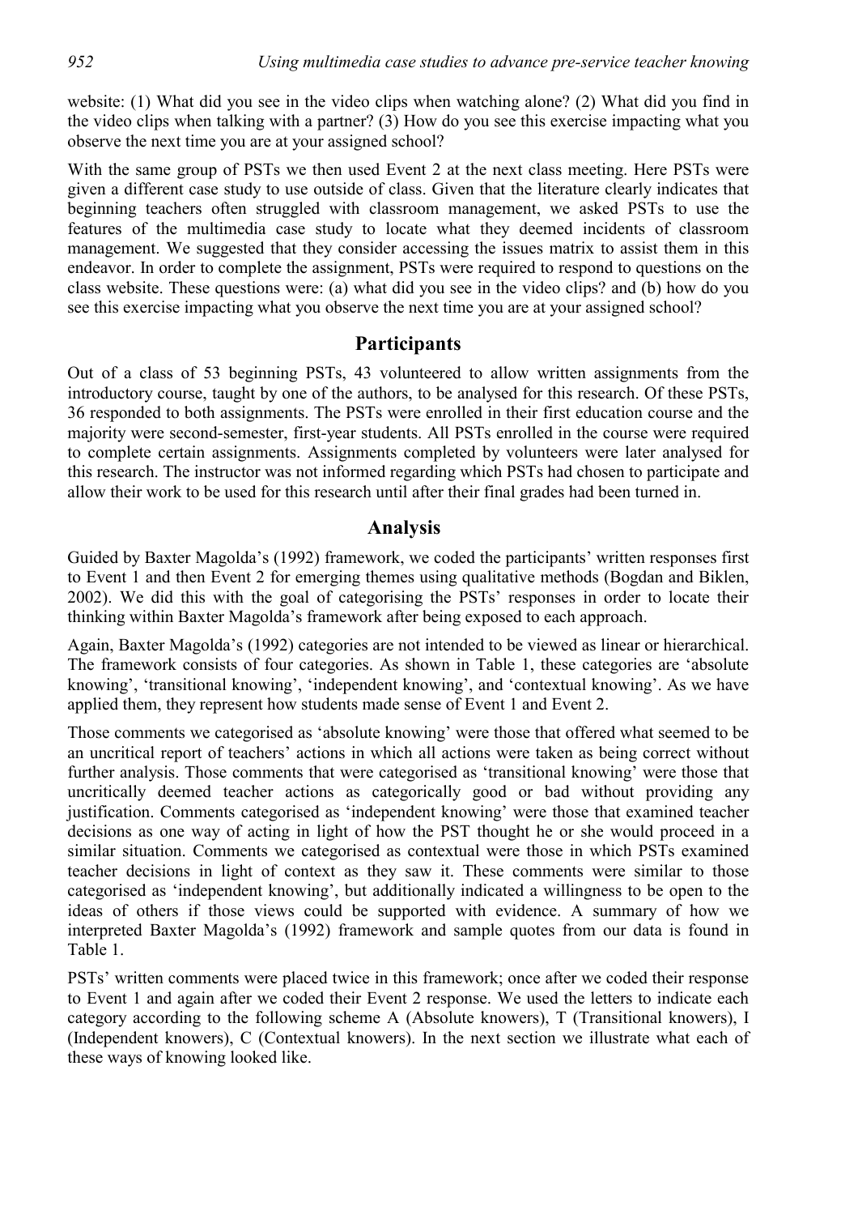website: (1) What did you see in the video clips when watching alone? (2) What did you find in the video clips when talking with a partner? (3) How do you see this exercise impacting what you observe the next time you are at your assigned school?

With the same group of PSTs we then used Event 2 at the next class meeting. Here PSTs were given a different case study to use outside of class. Given that the literature clearly indicates that beginning teachers often struggled with classroom management, we asked PSTs to use the features of the multimedia case study to locate what they deemed incidents of classroom management. We suggested that they consider accessing the issues matrix to assist them in this endeavor. In order to complete the assignment, PSTs were required to respond to questions on the class website. These questions were: (a) what did you see in the video clips? and (b) how do you see this exercise impacting what you observe the next time you are at your assigned school?

## Participants

Out of a class of 53 beginning PSTs, 43 volunteered to allow written assignments from the introductory course, taught by one of the authors, to be analysed for this research. Of these PSTs, 36 responded to both assignments. The PSTs were enrolled in their first education course and the majority were second-semester, first-year students. All PSTs enrolled in the course were required to complete certain assignments. Assignments completed by volunteers were later analysed for this research. The instructor was not informed regarding which PSTs had chosen to participate and allow their work to be used for this research until after their final grades had been turned in.

## Analysis

Guided by Baxter Magolda's (1992) framework, we coded the participants' written responses first to Event 1 and then Event 2 for emerging themes using qualitative methods (Bogdan and Biklen, 2002). We did this with the goal of categorising the PSTs' responses in order to locate their thinking within Baxter Magolda's framework after being exposed to each approach.

Again, Baxter Magolda's (1992) categories are not intended to be viewed as linear or hierarchical. The framework consists of four categories. As shown in Table 1, these categories are 'absolute knowing', 'transitional knowing', 'independent knowing', and 'contextual knowing'. As we have applied them, they represent how students made sense of Event 1 and Event 2.

Those comments we categorised as 'absolute knowing' were those that offered what seemed to be an uncritical report of teachers' actions in which all actions were taken as being correct without further analysis. Those comments that were categorised as 'transitional knowing' were those that uncritically deemed teacher actions as categorically good or bad without providing any justification. Comments categorised as 'independent knowing' were those that examined teacher decisions as one way of acting in light of how the PST thought he or she would proceed in a similar situation. Comments we categorised as contextual were those in which PSTs examined teacher decisions in light of context as they saw it. These comments were similar to those categorised as 'independent knowing', but additionally indicated a willingness to be open to the ideas of others if those views could be supported with evidence. A summary of how we interpreted Baxter Magolda's (1992) framework and sample quotes from our data is found in Table 1.

PSTs' written comments were placed twice in this framework; once after we coded their response to Event 1 and again after we coded their Event 2 response. We used the letters to indicate each category according to the following scheme A (Absolute knowers), T (Transitional knowers), I (Independent knowers), C (Contextual knowers). In the next section we illustrate what each of these ways of knowing looked like.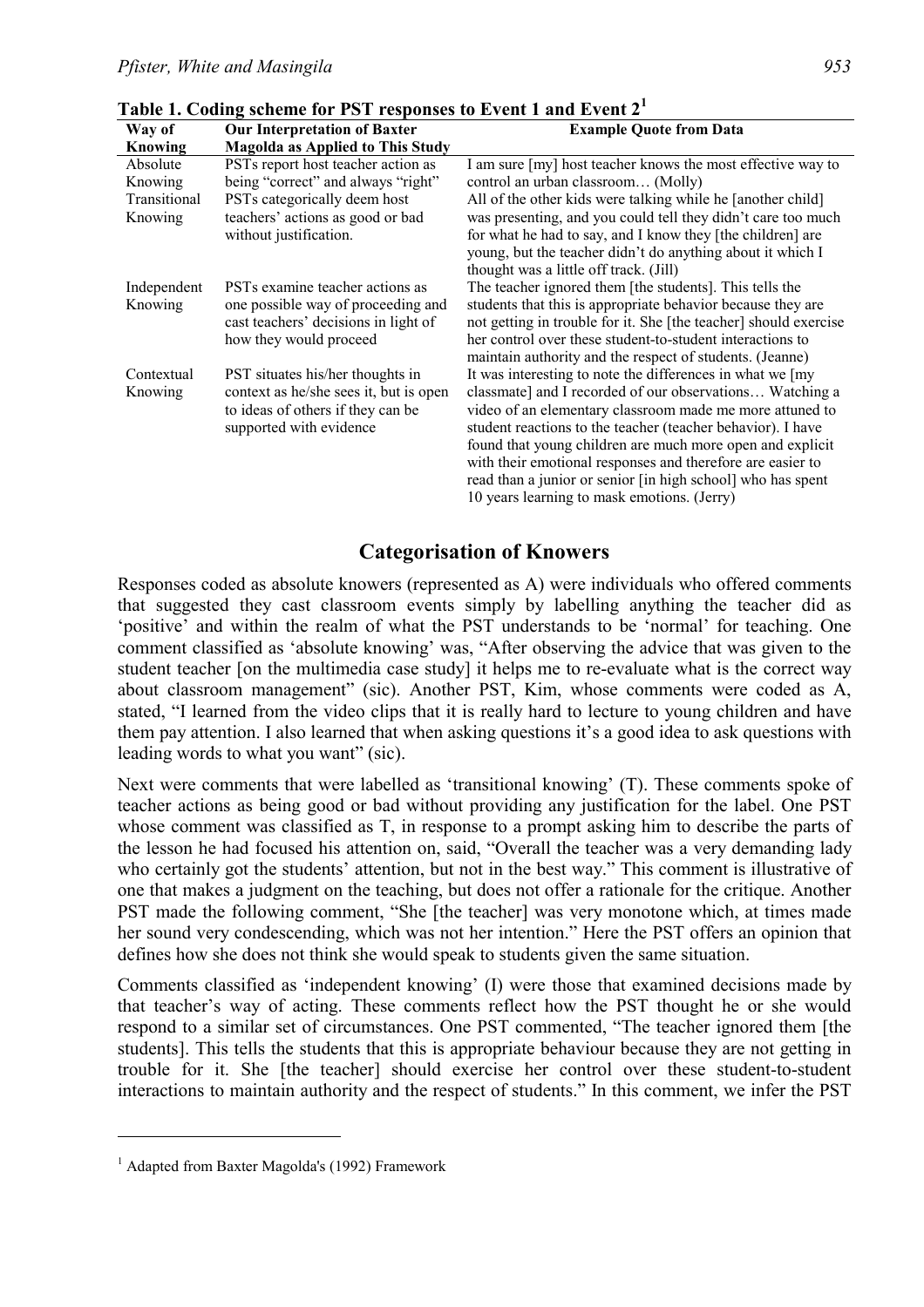**Table 1. Coding scheme for PST responses to Event 1 and Event 2**[1]

| Way of Knowing | Our Interpretation of Baxter Magolda as Applied to This Study | Example Quote from Data |
|---|---|---|
| Absolute Knowing | PSTs report host teacher action as being "correct" and always "right" | I am sure [my] host teacher knows the most effective way to control an urban classroom… (Molly) |
| Transitional Knowing | PSTs categorically deem host teachers' actions as good or bad without justification. | All of the other kids were talking while he [another child] was presenting, and you could tell they didn't care too much for what he had to say, and I know they [the children] are young, but the teacher didn't do anything about it which I thought was a little off track. (Jill) |
| Independent Knowing | PSTs examine teacher actions as one possible way of proceeding and cast teachers' decisions in light of how they would proceed | The teacher ignored them [the students]. This tells the students that this is appropriate behavior because they are not getting in trouble for it. She [the teacher] should exercise her control over these student-to-student interactions to maintain authority and the respect of students. (Jeanne) |
| Contextual Knowing | PST situates his/her thoughts in context as he/she sees it, but is open to ideas of others if they can be supported with evidence | It was interesting to note the differences in what we [my classmate] and I recorded of our observations… Watching a video of an elementary classroom made me more attuned to student reactions to the teacher (teacher behavior). I have found that young children are much more open and explicit with their emotional responses and therefore are easier to read than a junior or senior [in high school] who has spent 10 years learning to mask emotions. (Jerry) |

## Categorisation of Knowers

Responses coded as absolute knowers (represented as A) were individuals who offered comments that suggested they cast classroom events simply by labelling anything the teacher did as 'positive' and within the realm of what the PST understands to be 'normal' for teaching. One comment classified as 'absolute knowing' was, "After observing the advice that was given to the student teacher [on the multimedia case study] it helps me to re-evaluate what is the correct way about classroom management" (sic). Another PST, Kim, whose comments were coded as A, stated, "I learned from the video clips that it is really hard to lecture to young children and have them pay attention. I also learned that when asking questions it's a good idea to ask questions with leading words to what you want" (sic).

Next were comments that were labelled as 'transitional knowing' (T). These comments spoke of teacher actions as being good or bad without providing any justification for the label. One PST whose comment was classified as T, in response to a prompt asking him to describe the parts of the lesson he had focused his attention on, said, "Overall the teacher was a very demanding lady who certainly got the students' attention, but not in the best way." This comment is illustrative of one that makes a judgment on the teaching, but does not offer a rationale for the critique. Another PST made the following comment, "She [the teacher] was very monotone which, at times made her sound very condescending, which was not her intention." Here the PST offers an opinion that defines how she does not think she would speak to students given the same situation.

Comments classified as 'independent knowing' (I) were those that examined decisions made by that teacher's way of acting. These comments reflect how the PST thought he or she would respond to a similar set of circumstances. One PST commented, "The teacher ignored them [the students]. This tells the students that this is appropriate behaviour because they are not getting in trouble for it. She [the teacher] should exercise her control over these student-to-student interactions to maintain authority and the respect of students." In this comment, we infer the PST

[1] Adapted from Baxter Magolda's (1992) Framework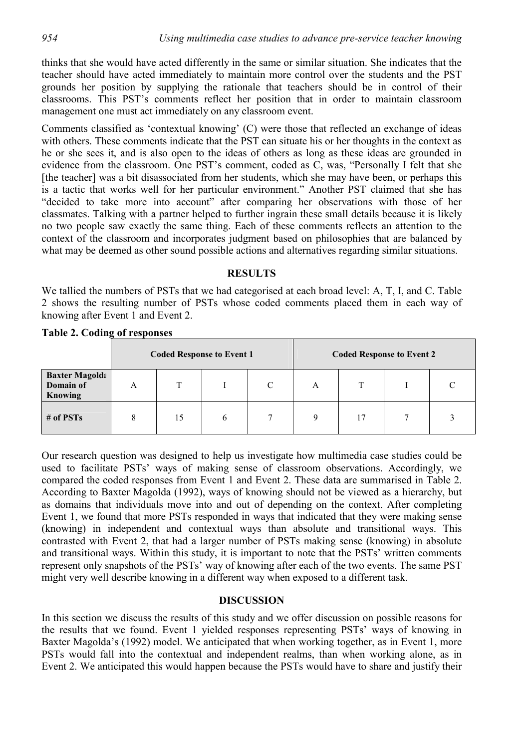thinks that she would have acted differently in the same or similar situation. She indicates that the teacher should have acted immediately to maintain more control over the students and the PST grounds her position by supplying the rationale that teachers should be in control of their classrooms. This PST's comments reflect her position that in order to maintain classroom management one must act immediately on any classroom event.

Comments classified as 'contextual knowing' (C) were those that reflected an exchange of ideas with others. These comments indicate that the PST can situate his or her thoughts in the context as he or she sees it, and is also open to the ideas of others as long as these ideas are grounded in evidence from the classroom. One PST's comment, coded as C, was, "Personally I felt that she [the teacher] was a bit disassociated from her students, which she may have been, or perhaps this is a tactic that works well for her particular environment." Another PST claimed that she has "decided to take more into account" after comparing her observations with those of her classmates. Talking with a partner helped to further ingrain these small details because it is likely no two people saw exactly the same thing. Each of these comments reflects an attention to the context of the classroom and incorporates judgment based on philosophies that are balanced by what may be deemed as other sound possible actions and alternatives regarding similar situations.

## RESULTS

We tallied the numbers of PSTs that we had categorised at each broad level: A, T, I, and C. Table 2 shows the resulting number of PSTs whose coded comments placed them in each way of knowing after Event 1 and Event 2.

**Table 2. Coding of responses**

| | **Coded Response to Event 1** | | | | **Coded Response to Event 2** | | | |
|---|---|---|---|---|---|---|---|---|
| **Baxter Magolda Domain of Knowing** | A | T | I | C | A | T | I | C |
| **# of PSTs** | 8 | 15 | 6 | 7 | 9 | 17 | 7 | 3 |

Our research question was designed to help us investigate how multimedia case studies could be used to facilitate PSTs' ways of making sense of classroom observations. Accordingly, we compared the coded responses from Event 1 and Event 2. These data are summarised in Table 2. According to Baxter Magolda (1992), ways of knowing should not be viewed as a hierarchy, but as domains that individuals move into and out of depending on the context. After completing Event 1, we found that more PSTs responded in ways that indicated that they were making sense (knowing) in independent and contextual ways than absolute and transitional ways. This contrasted with Event 2, that had a larger number of PSTs making sense (knowing) in absolute and transitional ways. Within this study, it is important to note that the PSTs' written comments represent only snapshots of the PSTs' way of knowing after each of the two events. The same PST might very well describe knowing in a different way when exposed to a different task.

## DISCUSSION

In this section we discuss the results of this study and we offer discussion on possible reasons for the results that we found. Event 1 yielded responses representing PSTs' ways of knowing in Baxter Magolda's (1992) model. We anticipated that when working together, as in Event 1, more PSTs would fall into the contextual and independent realms, than when working alone, as in Event 2. We anticipated this would happen because the PSTs would have to share and justify their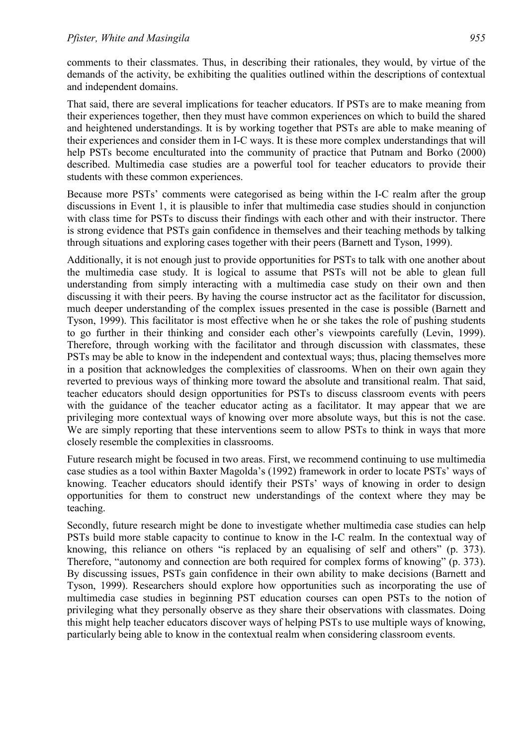comments to their classmates. Thus, in describing their rationales, they would, by virtue of the demands of the activity, be exhibiting the qualities outlined within the descriptions of contextual and independent domains.

That said, there are several implications for teacher educators. If PSTs are to make meaning from their experiences together, then they must have common experiences on which to build the shared and heightened understandings. It is by working together that PSTs are able to make meaning of their experiences and consider them in I-C ways. It is these more complex understandings that will help PSTs become enculturated into the community of practice that Putnam and Borko (2000) described. Multimedia case studies are a powerful tool for teacher educators to provide their students with these common experiences.

Because more PSTs' comments were categorised as being within the I-C realm after the group discussions in Event 1, it is plausible to infer that multimedia case studies should in conjunction with class time for PSTs to discuss their findings with each other and with their instructor. There is strong evidence that PSTs gain confidence in themselves and their teaching methods by talking through situations and exploring cases together with their peers (Barnett and Tyson, 1999).

Additionally, it is not enough just to provide opportunities for PSTs to talk with one another about the multimedia case study. It is logical to assume that PSTs will not be able to glean full understanding from simply interacting with a multimedia case study on their own and then discussing it with their peers. By having the course instructor act as the facilitator for discussion, much deeper understanding of the complex issues presented in the case is possible (Barnett and Tyson, 1999). This facilitator is most effective when he or she takes the role of pushing students to go further in their thinking and consider each other's viewpoints carefully (Levin, 1999). Therefore, through working with the facilitator and through discussion with classmates, these PSTs may be able to know in the independent and contextual ways; thus, placing themselves more in a position that acknowledges the complexities of classrooms. When on their own again they reverted to previous ways of thinking more toward the absolute and transitional realm. That said, teacher educators should design opportunities for PSTs to discuss classroom events with peers with the guidance of the teacher educator acting as a facilitator. It may appear that we are privileging more contextual ways of knowing over more absolute ways, but this is not the case. We are simply reporting that these interventions seem to allow PSTs to think in ways that more closely resemble the complexities in classrooms.

Future research might be focused in two areas. First, we recommend continuing to use multimedia case studies as a tool within Baxter Magolda's (1992) framework in order to locate PSTs' ways of knowing. Teacher educators should identify their PSTs' ways of knowing in order to design opportunities for them to construct new understandings of the context where they may be teaching.

Secondly, future research might be done to investigate whether multimedia case studies can help PSTs build more stable capacity to continue to know in the I-C realm. In the contextual way of knowing, this reliance on others "is replaced by an equalising of self and others" (p. 373). Therefore, "autonomy and connection are both required for complex forms of knowing" (p. 373). By discussing issues, PSTs gain confidence in their own ability to make decisions (Barnett and Tyson, 1999). Researchers should explore how opportunities such as incorporating the use of multimedia case studies in beginning PST education courses can open PSTs to the notion of privileging what they personally observe as they share their observations with classmates. Doing this might help teacher educators discover ways of helping PSTs to use multiple ways of knowing, particularly being able to know in the contextual realm when considering classroom events.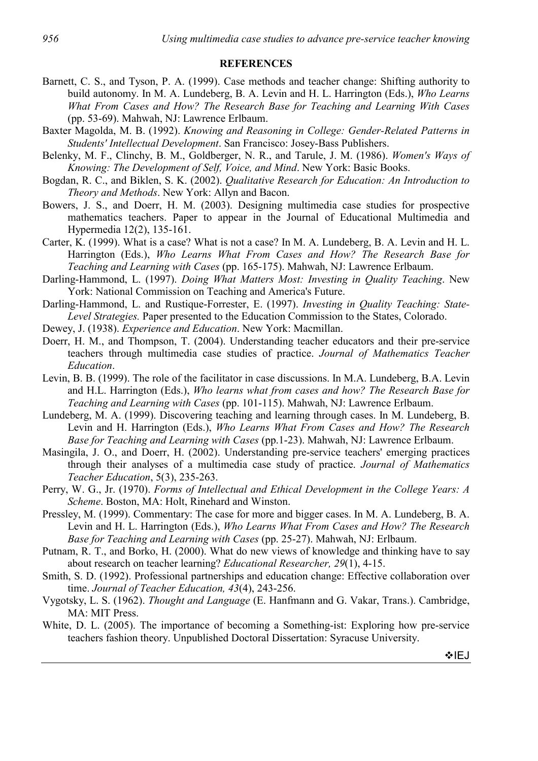## REFERENCES

Barnett, C. S., and Tyson, P. A. (1999). Case methods and teacher change: Shifting authority to build autonomy. In M. A. Lundeberg, B. A. Levin and H. L. Harrington (Eds.), *Who Learns What From Cases and How? The Research Base for Teaching and Learning With Cases* (pp. 53-69). Mahwah, NJ: Lawrence Erlbaum.

Baxter Magolda, M. B. (1992). *Knowing and Reasoning in College: Gender-Related Patterns in Students' Intellectual Development*. San Francisco: Josey-Bass Publishers.

Belenky, M. F., Clinchy, B. M., Goldberger, N. R., and Tarule, J. M. (1986). *Women's Ways of Knowing: The Development of Self, Voice, and Mind*. New York: Basic Books.

Bogdan, R. C., and Biklen, S. K. (2002). *Qualitative Research for Education: An Introduction to Theory and Methods*. New York: Allyn and Bacon.

Bowers, J. S., and Doerr, H. M. (2003). Designing multimedia case studies for prospective mathematics teachers. Paper to appear in the Journal of Educational Multimedia and Hypermedia 12(2), 135-161.

Carter, K. (1999). What is a case? What is not a case? In M. A. Lundeberg, B. A. Levin and H. L. Harrington (Eds.), *Who Learns What From Cases and How? The Research Base for Teaching and Learning with Cases* (pp. 165-175). Mahwah, NJ: Lawrence Erlbaum.

Darling-Hammond, L. (1997). *Doing What Matters Most: Investing in Quality Teaching*. New York: National Commission on Teaching and America's Future.

Darling-Hammond, L. and Rustique-Forrester, E. (1997). *Investing in Quality Teaching: State-Level Strategies.* Paper presented to the Education Commission to the States, Colorado.

Dewey, J. (1938). *Experience and Education*. New York: Macmillan.

Doerr, H. M., and Thompson, T. (2004). Understanding teacher educators and their pre-service teachers through multimedia case studies of practice. *Journal of Mathematics Teacher Education*.

Levin, B. B. (1999). The role of the facilitator in case discussions. In M.A. Lundeberg, B.A. Levin and H.L. Harrington (Eds.), *Who learns what from cases and how? The Research Base for Teaching and Learning with Cases* (pp. 101-115). Mahwah, NJ: Lawrence Erlbaum.

Lundeberg, M. A. (1999). Discovering teaching and learning through cases. In M. Lundeberg, B. Levin and H. Harrington (Eds.), *Who Learns What From Cases and How? The Research Base for Teaching and Learning with Cases* (pp.1-23). Mahwah, NJ: Lawrence Erlbaum.

Masingila, J. O., and Doerr, H. (2002). Understanding pre-service teachers' emerging practices through their analyses of a multimedia case study of practice. *Journal of Mathematics Teacher Education*, 5(3), 235-263.

Perry, W. G., Jr. (1970). *Forms of Intellectual and Ethical Development in the College Years: A Scheme*. Boston, MA: Holt, Rinehard and Winston.

Pressley, M. (1999). Commentary: The case for more and bigger cases. In M. A. Lundeberg, B. A. Levin and H. L. Harrington (Eds.), *Who Learns What From Cases and How? The Research Base for Teaching and Learning with Cases* (pp. 25-27). Mahwah, NJ: Erlbaum.

Putnam, R. T., and Borko, H. (2000). What do new views of knowledge and thinking have to say about research on teacher learning? *Educational Researcher, 29*(1), 4-15.

Smith, S. D. (1992). Professional partnerships and education change: Effective collaboration over time. *Journal of Teacher Education, 43*(4), 243-256.

Vygotsky, L. S. (1962). *Thought and Language* (E. Hanfmann and G. Vakar, Trans.). Cambridge, MA: MIT Press.

White, D. L. (2005). The importance of becoming a Something-ist: Exploring how pre-service teachers fashion theory. Unpublished Doctoral Dissertation: Syracuse University.

❖IEJ